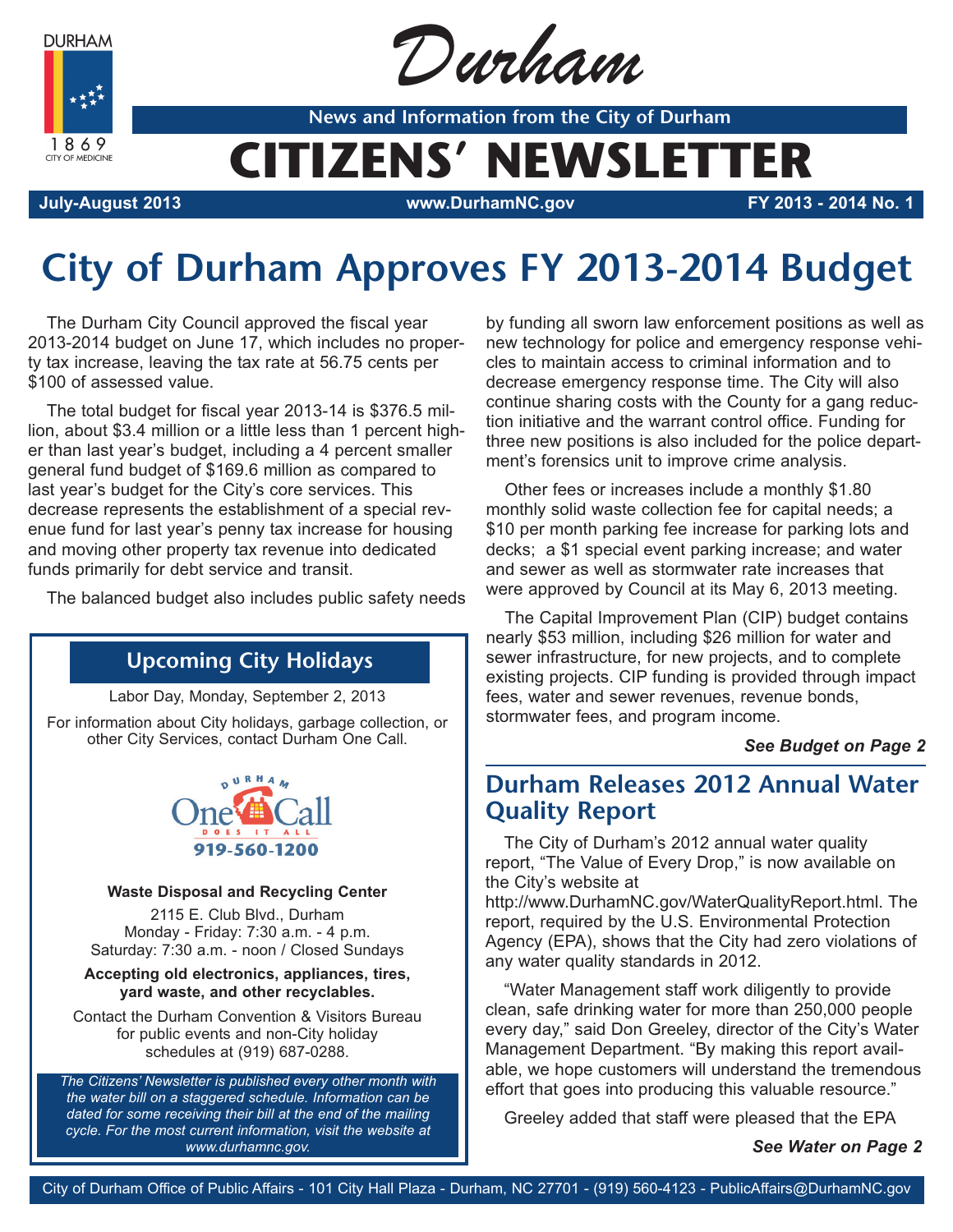DURHAM

1869

CITY OF MEDICINE

# Durham

News and Information from the City of Durham

# CITIZENS' NEWSLETTER

**July-August 2013** | **www.DurhamNC.gov** | **FY 2013 - 2014 No. 1**

## City of Durham Approves FY 2013-2014 Budget

The Durham City Council approved the fiscal year 2013-2014 budget on June 17, which includes no property tax increase, leaving the tax rate at 56.75 cents per $100 of assessed value.

The total budget for fiscal year 2013-14 is $376.5 million, about $3.4 million or a little less than 1 percent higher than last year's budget, including a 4 percent smaller general fund budget of $169.6 million as compared to last year's budget for the City's core services. This decrease represents the establishment of a special revenue fund for last year's penny tax increase for housing and moving other property tax revenue into dedicated funds primarily for debt service and transit.

The balanced budget also includes public safety needs by funding all sworn law enforcement positions as well as new technology for police and emergency response vehicles to maintain access to criminal information and to decrease emergency response time. The City will also continue sharing costs with the County for a gang reduction initiative and the warrant control office. Funding for three new positions is also included for the police department's forensics unit to improve crime analysis.

Other fees or increases include a monthly $1.80 monthly solid waste collection fee for capital needs; a $10 per month parking fee increase for parking lots and decks; a $1 special event parking increase; and water and sewer as well as stormwater rate increases that were approved by Council at its May 6, 2013 meeting.

The Capital Improvement Plan (CIP) budget contains nearly $53 million, including $26 million for water and sewer infrastructure, for new projects, and to complete existing projects. CIP funding is provided through impact fees, water and sewer revenues, revenue bonds, stormwater fees, and program income.

***See Budget on Page 2***

### Upcoming City Holidays

Labor Day, Monday, September 2, 2013

For information about City holidays, garbage collection, or other City Services, contact Durham One Call.

DURHAM One Call DOES IT ALL 919-560-1200

**Waste Disposal and Recycling Center**

2115 E. Club Blvd., Durham
Monday - Friday: 7:30 a.m. - 4 p.m.
Saturday: 7:30 a.m. - noon / Closed Sundays

**Accepting old electronics, appliances, tires, yard waste, and other recyclables.**

Contact the Durham Convention & Visitors Bureau for public events and non-City holiday schedules at (919) 687-0288.

*The Citizens' Newsletter is published every other month with the water bill on a staggered schedule. Information can be dated for some receiving their bill at the end of the mailing cycle. For the most current information, visit the website at www.durhamnc.gov.*

## Durham Releases 2012 Annual Water Quality Report

The City of Durham's 2012 annual water quality report, "The Value of Every Drop," is now available on the City's website at http://www.DurhamNC.gov/WaterQualityReport.html. The report, required by the U.S. Environmental Protection Agency (EPA), shows that the City had zero violations of any water quality standards in 2012.

"Water Management staff work diligently to provide clean, safe drinking water for more than 250,000 people every day," said Don Greeley, director of the City's Water Management Department. "By making this report available, we hope customers will understand the tremendous effort that goes into producing this valuable resource."

Greeley added that staff were pleased that the EPA

***See Water on Page 2***

City of Durham Office of Public Affairs - 101 City Hall Plaza - Durham, NC 27701 - (919) 560-4123 - PublicAffairs@DurhamNC.gov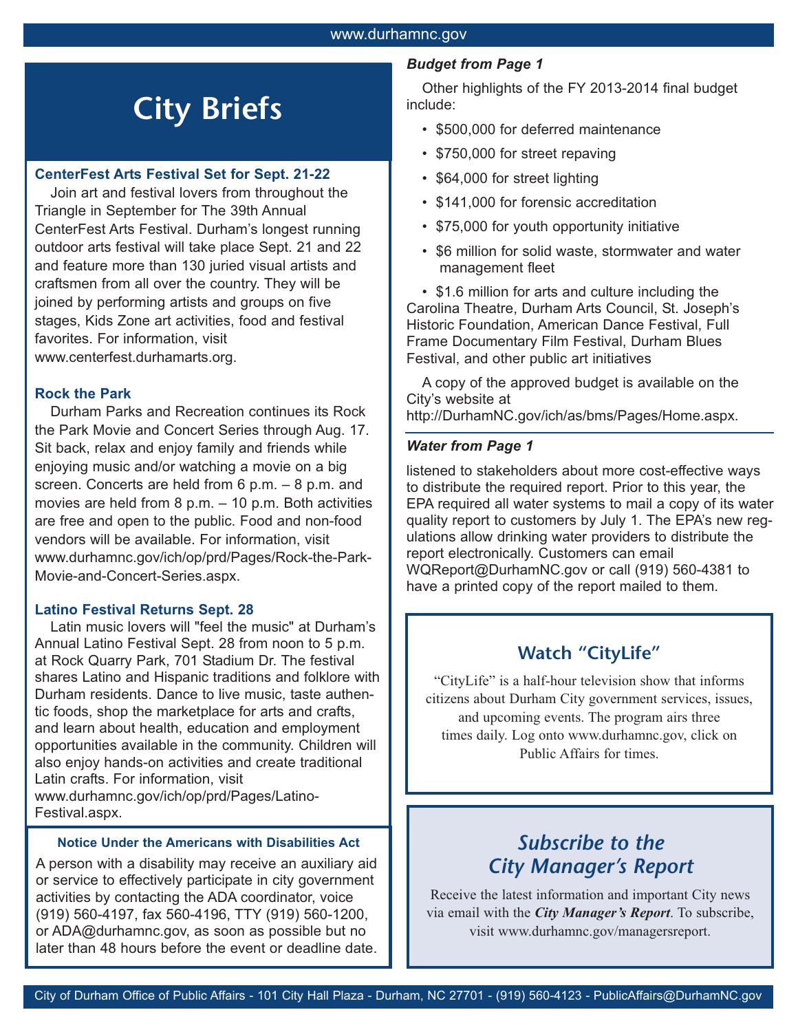# City Briefs

### CenterFest Arts Festival Set for Sept. 21-22

Join art and festival lovers from throughout the Triangle in September for The 39th Annual CenterFest Arts Festival. Durham's longest running outdoor arts festival will take place Sept. 21 and 22 and feature more than 130 juried visual artists and craftsmen from all over the country. They will be joined by performing artists and groups on five stages, Kids Zone art activities, food and festival favorites. For information, visit www.centerfest.durhamarts.org.

### Rock the Park

Durham Parks and Recreation continues its Rock the Park Movie and Concert Series through Aug. 17. Sit back, relax and enjoy family and friends while enjoying music and/or watching a movie on a big screen. Concerts are held from 6 p.m. – 8 p.m. and movies are held from 8 p.m. – 10 p.m. Both activities are free and open to the public. Food and non-food vendors will be available. For information, visit www.durhamnc.gov/ich/op/prd/Pages/Rock-the-Park-Movie-and-Concert-Series.aspx.

### Latino Festival Returns Sept. 28

Latin music lovers will "feel the music" at Durham's Annual Latino Festival Sept. 28 from noon to 5 p.m. at Rock Quarry Park, 701 Stadium Dr. The festival shares Latino and Hispanic traditions and folklore with Durham residents. Dance to live music, taste authentic foods, shop the marketplace for arts and crafts, and learn about health, education and employment opportunities available in the community. Children will also enjoy hands-on activities and create traditional Latin crafts. For information, visit www.durhamnc.gov/ich/op/prd/Pages/Latino-Festival.aspx.

### Notice Under the Americans with Disabilities Act

A person with a disability may receive an auxiliary aid or service to effectively participate in city government activities by contacting the ADA coordinator, voice (919) 560-4197, fax 560-4196, TTY (919) 560-1200, or ADA@durhamnc.gov, as soon as possible but no later than 48 hours before the event or deadline date.

### *Budget from Page 1*

Other highlights of the FY 2013-2014 final budget include:

- $500,000 for deferred maintenance
- $750,000 for street repaving
- $64,000 for street lighting
- $141,000 for forensic accreditation
- $75,000 for youth opportunity initiative
- $6 million for solid waste, stormwater and water management fleet
- $1.6 million for arts and culture including the Carolina Theatre, Durham Arts Council, St. Joseph's Historic Foundation, American Dance Festival, Full Frame Documentary Film Festival, Durham Blues Festival, and other public art initiatives

A copy of the approved budget is available on the City's website at http://DurhamNC.gov/ich/as/bms/Pages/Home.aspx.

### *Water from Page 1*

listened to stakeholders about more cost-effective ways to distribute the required report. Prior to this year, the EPA required all water systems to mail a copy of its water quality report to customers by July 1. The EPA's new regulations allow drinking water providers to distribute the report electronically. Customers can email WQReport@DurhamNC.gov or call (919) 560-4381 to have a printed copy of the report mailed to them.

## Watch "CityLife"

"CityLife" is a half-hour television show that informs citizens about Durham City government services, issues, and upcoming events. The program airs three times daily. Log onto www.durhamnc.gov, click on Public Affairs for times.

## *Subscribe to the City Manager's Report*

Receive the latest information and important City news via email with the ***City Manager's Report***. To subscribe, visit www.durhamnc.gov/managersreport.

City of Durham Office of Public Affairs - 101 City Hall Plaza - Durham, NC 27701 - (919) 560-4123 - PublicAffairs@DurhamNC.gov